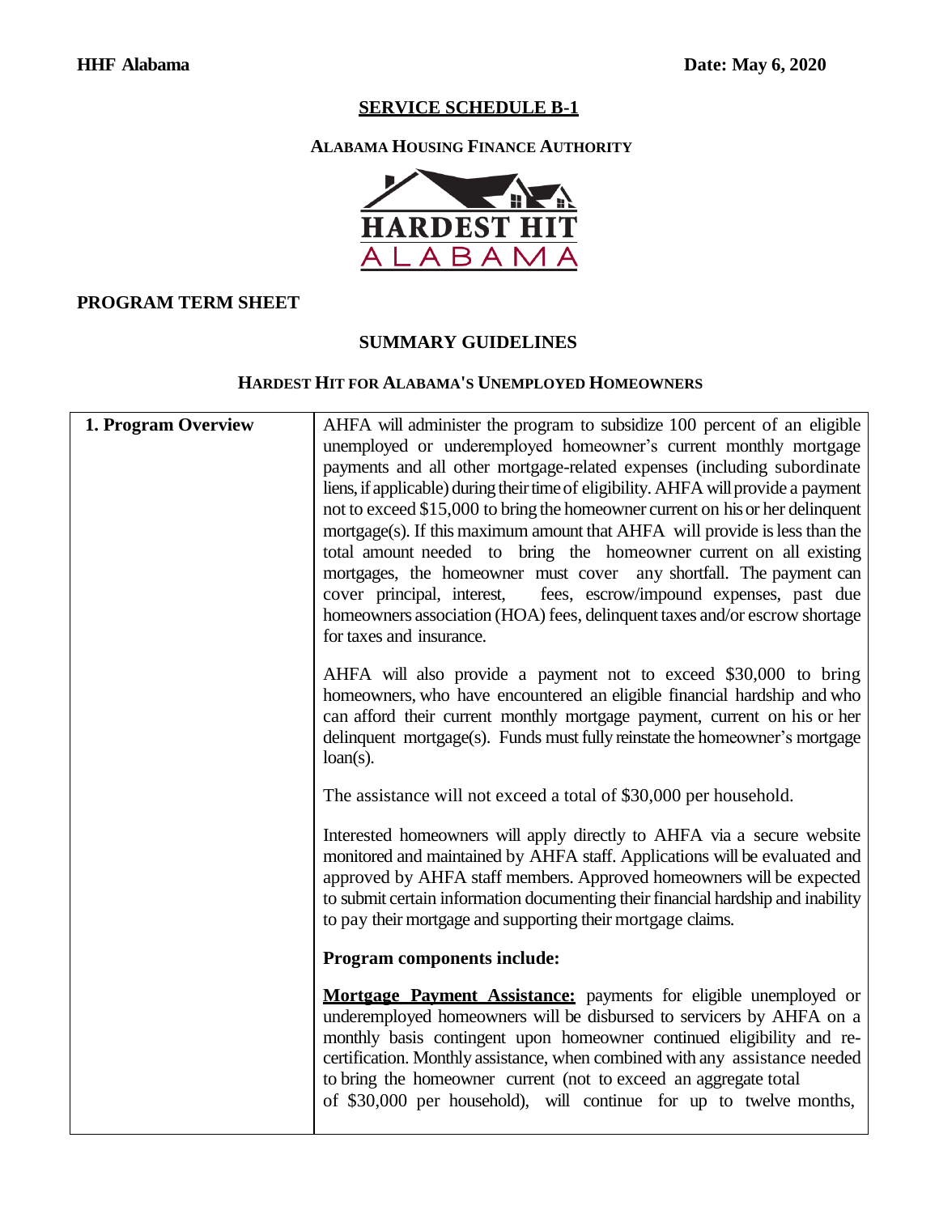**HHF Alabama** **Date: May 6, 2020**

## SERVICE SCHEDULE B-1

### ALABAMA HOUSING FINANCE AUTHORITY

HARDEST HIT
ALABAMA

### PROGRAM TERM SHEET

### SUMMARY GUIDELINES

### HARDEST HIT FOR ALABAMA'S UNEMPLOYED HOMEOWNERS

| | |
|---|---|
| **1. Program Overview** | AHFA will administer the program to subsidize 100 percent of an eligible unemployed or underemployed homeowner's current monthly mortgage payments and all other mortgage-related expenses (including subordinate liens, if applicable) during their time of eligibility. AHFA will provide a payment not to exceed $15,000 to bring the homeowner current on his or her delinquent mortgage(s). If this maximum amount that AHFA will provide is less than the total amount needed to bring the homeowner current on all existing mortgages, the homeowner must cover any shortfall. The payment can cover principal, interest, fees, escrow/impound expenses, past due homeowners association (HOA) fees, delinquent taxes and/or escrow shortage for taxes and insurance.<br><br>AHFA will also provide a payment not to exceed $30,000 to bring homeowners, who have encountered an eligible financial hardship and who can afford their current monthly mortgage payment, current on his or her delinquent mortgage(s). Funds must fully reinstate the homeowner's mortgage loan(s).<br><br>The assistance will not exceed a total of $30,000 per household.<br><br>Interested homeowners will apply directly to AHFA via a secure website monitored and maintained by AHFA staff. Applications will be evaluated and approved by AHFA staff members. Approved homeowners will be expected to submit certain information documenting their financial hardship and inability to pay their mortgage and supporting their mortgage claims.<br><br>**Program components include:**<br><br>**<u>Mortgage Payment Assistance:</u>** payments for eligible unemployed or underemployed homeowners will be disbursed to servicers by AHFA on a monthly basis contingent upon homeowner continued eligibility and re-certification. Monthly assistance, when combined with any assistance needed to bring the homeowner current (not to exceed an aggregate total of $30,000 per household), will continue for up to twelve months, |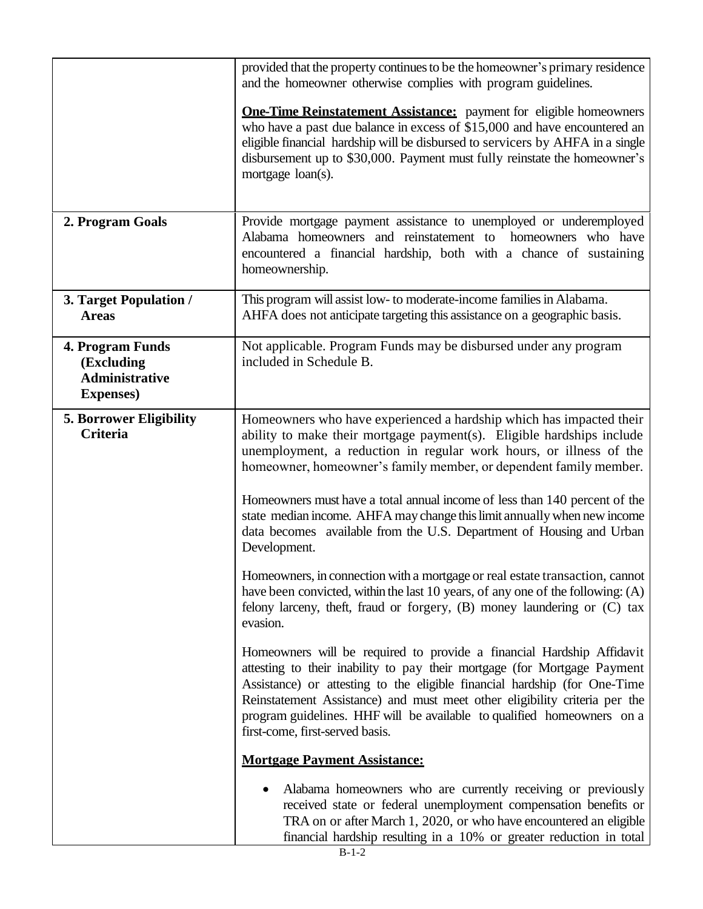| | |
|---|---|
| | provided that the property continues to be the homeowner's primary residence and the homeowner otherwise complies with program guidelines.<br><br>**One-Time Reinstatement Assistance:** payment for eligible homeowners who have a past due balance in excess of $15,000 and have encountered an eligible financial hardship will be disbursed to servicers by AHFA in a single disbursement up to $30,000. Payment must fully reinstate the homeowner's mortgage loan(s). |
| **2. Program Goals** | Provide mortgage payment assistance to unemployed or underemployed Alabama homeowners and reinstatement to homeowners who have encountered a financial hardship, both with a chance of sustaining homeownership. |
| **3. Target Population / Areas** | This program will assist low- to moderate-income families in Alabama. AHFA does not anticipate targeting this assistance on a geographic basis. |
| **4. Program Funds (Excluding Administrative Expenses)** | Not applicable. Program Funds may be disbursed under any program included in Schedule B. |
| **5. Borrower Eligibility Criteria** | Homeowners who have experienced a hardship which has impacted their ability to make their mortgage payment(s). Eligible hardships include unemployment, a reduction in regular work hours, or illness of the homeowner, homeowner's family member, or dependent family member.<br><br>Homeowners must have a total annual income of less than 140 percent of the state median income. AHFA may change this limit annually when new income data becomes available from the U.S. Department of Housing and Urban Development.<br><br>Homeowners, in connection with a mortgage or real estate transaction, cannot have been convicted, within the last 10 years, of any one of the following: (A) felony larceny, theft, fraud or forgery, (B) money laundering or (C) tax evasion.<br><br>Homeowners will be required to provide a financial Hardship Affidavit attesting to their inability to pay their mortgage (for Mortgage Payment Assistance) or attesting to the eligible financial hardship (for One-Time Reinstatement Assistance) and must meet other eligibility criteria per the program guidelines. HHF will be available to qualified homeowners on a first-come, first-served basis.<br><br>**Mortgage Payment Assistance:**<br><br>• Alabama homeowners who are currently receiving or previously received state or federal unemployment compensation benefits or TRA on or after March 1, 2020, or who have encountered an eligible financial hardship resulting in a 10% or greater reduction in total |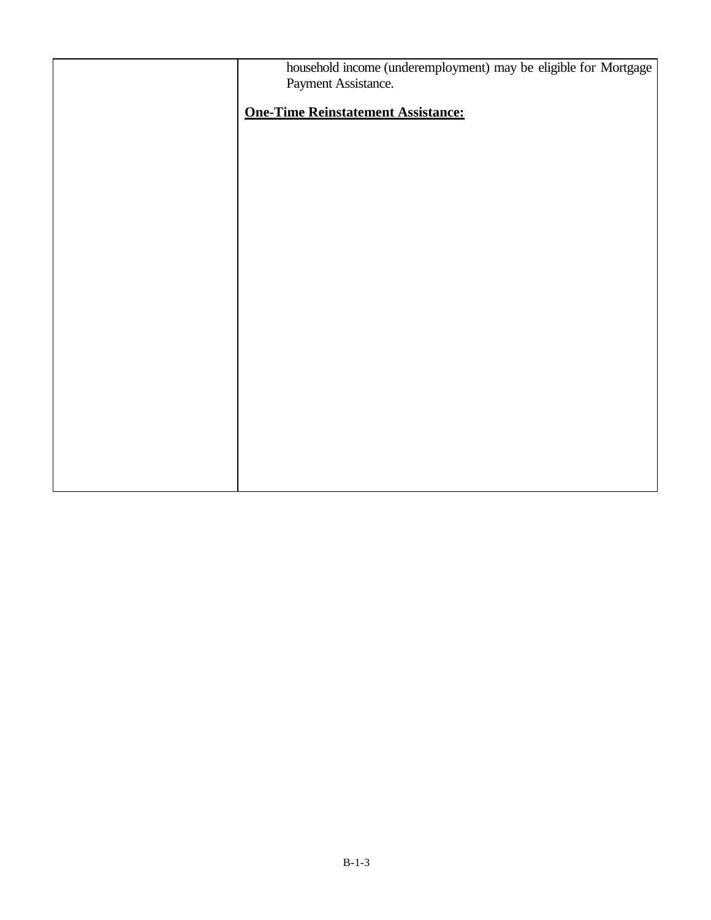| | household income (underemployment) may be eligible for Mortgage Payment Assistance.<br><br>**One-Time Reinstatement Assistance:** |
|---|---|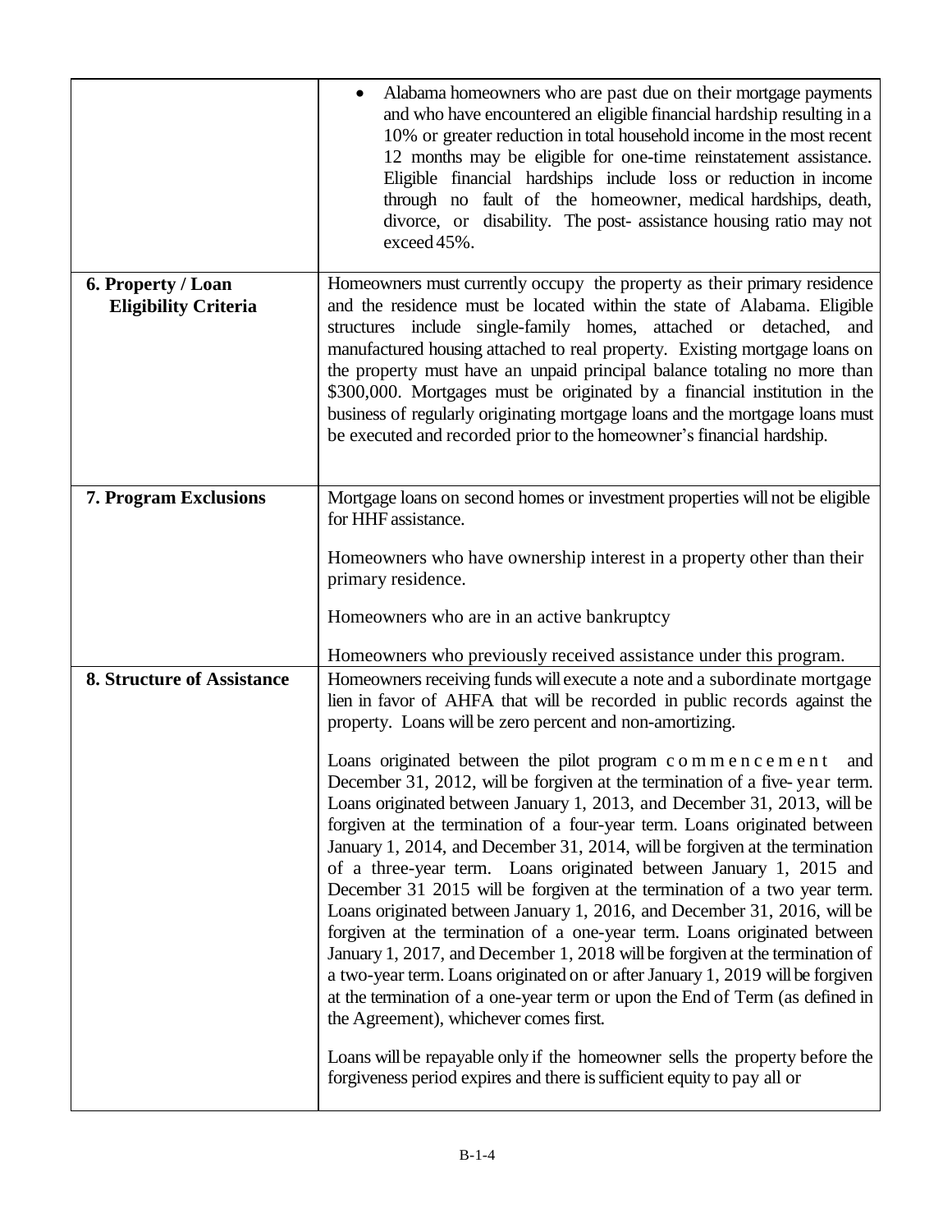| | |
|---|---|
| | • Alabama homeowners who are past due on their mortgage payments and who have encountered an eligible financial hardship resulting in a 10% or greater reduction in total household income in the most recent 12 months may be eligible for one-time reinstatement assistance. Eligible financial hardships include loss or reduction in income through no fault of the homeowner, medical hardships, death, divorce, or disability. The post- assistance housing ratio may not exceed 45%. |
| **6. Property / Loan Eligibility Criteria** | Homeowners must currently occupy the property as their primary residence and the residence must be located within the state of Alabama. Eligible structures include single-family homes, attached or detached, and manufactured housing attached to real property. Existing mortgage loans on the property must have an unpaid principal balance totaling no more than \$300,000. Mortgages must be originated by a financial institution in the business of regularly originating mortgage loans and the mortgage loans must be executed and recorded prior to the homeowner's financial hardship. |
| **7. Program Exclusions** | Mortgage loans on second homes or investment properties will not be eligible for HHF assistance.<br><br>Homeowners who have ownership interest in a property other than their primary residence.<br><br>Homeowners who are in an active bankruptcy<br><br>Homeowners who previously received assistance under this program. |
| **8. Structure of Assistance** | Homeowners receiving funds will execute a note and a subordinate mortgage lien in favor of AHFA that will be recorded in public records against the property. Loans will be zero percent and non-amortizing.<br><br>Loans originated between the pilot program commencement and December 31, 2012, will be forgiven at the termination of a five- year term. Loans originated between January 1, 2013, and December 31, 2013, will be forgiven at the termination of a four-year term. Loans originated between January 1, 2014, and December 31, 2014, will be forgiven at the termination of a three-year term. Loans originated between January 1, 2015 and December 31 2015 will be forgiven at the termination of a two year term. Loans originated between January 1, 2016, and December 31, 2016, will be forgiven at the termination of a one-year term. Loans originated between January 1, 2017, and December 1, 2018 will be forgiven at the termination of a two-year term. Loans originated on or after January 1, 2019 will be forgiven at the termination of a one-year term or upon the End of Term (as defined in the Agreement), whichever comes first.<br><br>Loans will be repayable only if the homeowner sells the property before the forgiveness period expires and there is sufficient equity to pay all or |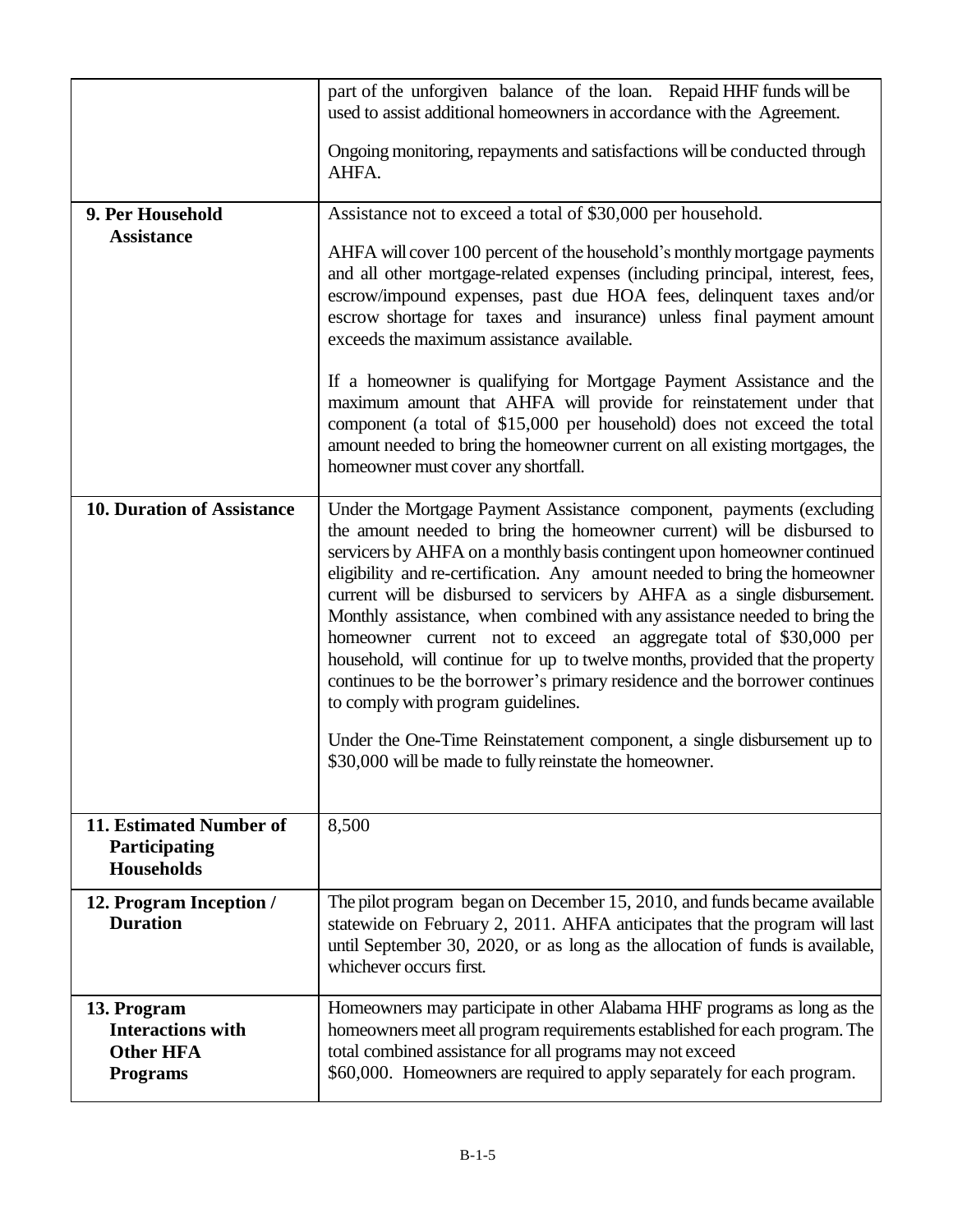| | |
|---|---|
| | part of the unforgiven balance of the loan. Repaid HHF funds will be used to assist additional homeowners in accordance with the Agreement.<br><br>Ongoing monitoring, repayments and satisfactions will be conducted through AHFA. |
| **9. Per Household Assistance** | Assistance not to exceed a total of \$30,000 per household.<br><br>AHFA will cover 100 percent of the household's monthly mortgage payments and all other mortgage-related expenses (including principal, interest, fees, escrow/impound expenses, past due HOA fees, delinquent taxes and/or escrow shortage for taxes and insurance) unless final payment amount exceeds the maximum assistance available.<br><br>If a homeowner is qualifying for Mortgage Payment Assistance and the maximum amount that AHFA will provide for reinstatement under that component (a total of \$15,000 per household) does not exceed the total amount needed to bring the homeowner current on all existing mortgages, the homeowner must cover any shortfall. |
| **10. Duration of Assistance** | Under the Mortgage Payment Assistance component, payments (excluding the amount needed to bring the homeowner current) will be disbursed to servicers by AHFA on a monthly basis contingent upon homeowner continued eligibility and re-certification. Any amount needed to bring the homeowner current will be disbursed to servicers by AHFA as a single disbursement. Monthly assistance, when combined with any assistance needed to bring the homeowner current not to exceed an aggregate total of \$30,000 per household, will continue for up to twelve months, provided that the property continues to be the borrower's primary residence and the borrower continues to comply with program guidelines.<br><br>Under the One-Time Reinstatement component, a single disbursement up to \$30,000 will be made to fully reinstate the homeowner. |
| **11. Estimated Number of Participating Households** | 8,500 |
| **12. Program Inception / Duration** | The pilot program began on December 15, 2010, and funds became available statewide on February 2, 2011. AHFA anticipates that the program will last until September 30, 2020, or as long as the allocation of funds is available, whichever occurs first. |
| **13. Program Interactions with Other HFA Programs** | Homeowners may participate in other Alabama HHF programs as long as the homeowners meet all program requirements established for each program. The total combined assistance for all programs may not exceed \$60,000. Homeowners are required to apply separately for each program. |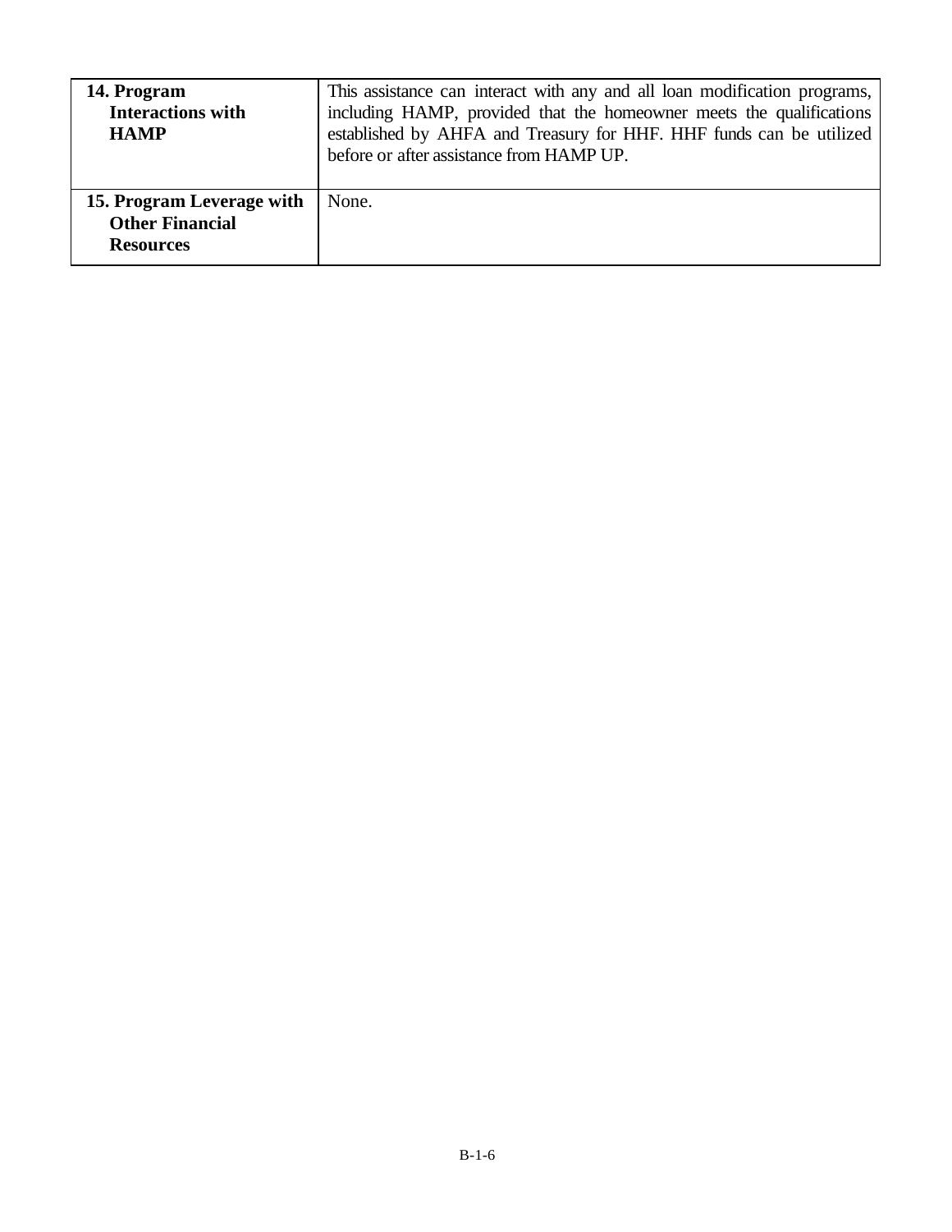| | |
|---|---|
| **14. Program Interactions with HAMP** | This assistance can interact with any and all loan modification programs, including HAMP, provided that the homeowner meets the qualifications established by AHFA and Treasury for HHF. HHF funds can be utilized before or after assistance from HAMP UP. |
| **15. Program Leverage with Other Financial Resources** | None. |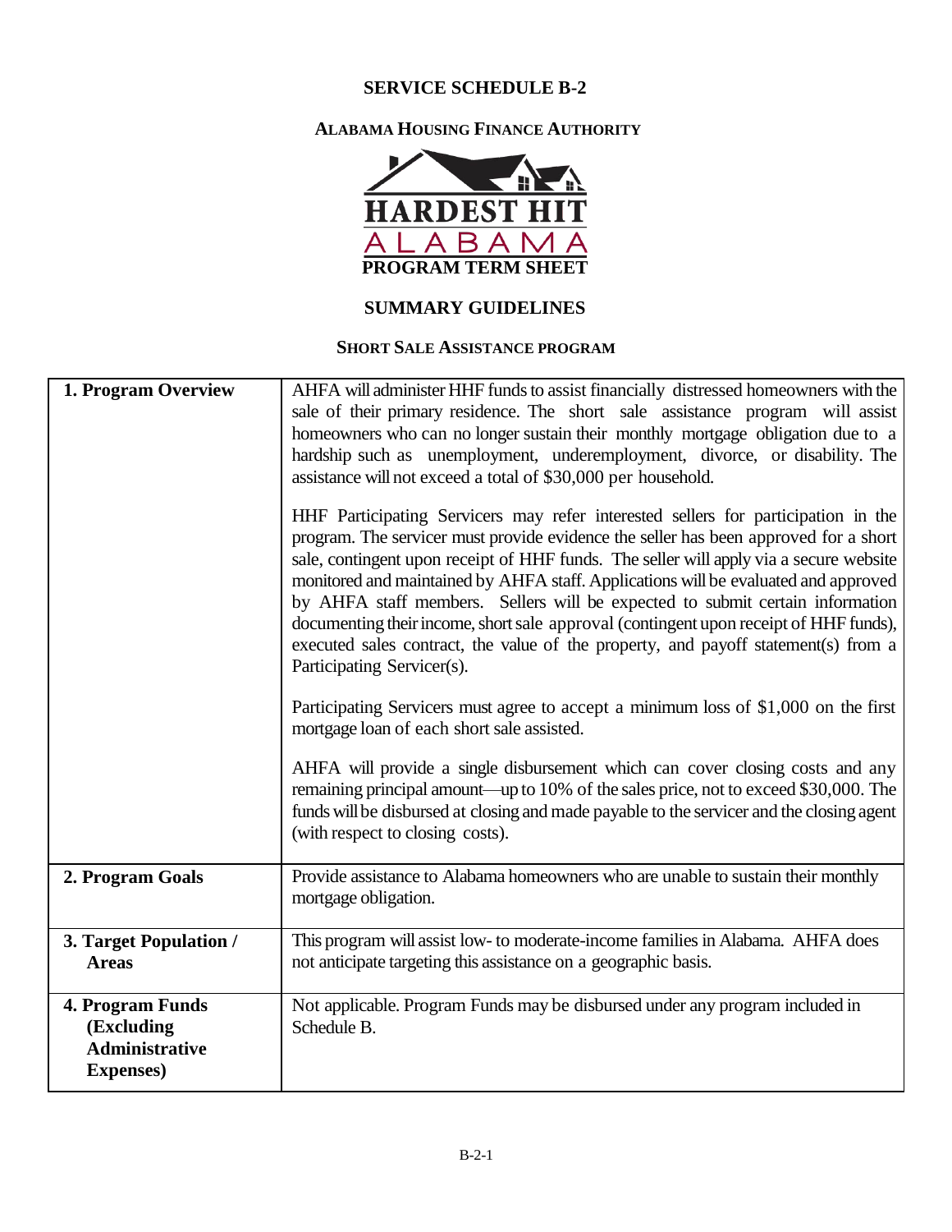# SERVICE SCHEDULE B-2

## ALABAMA HOUSING FINANCE AUTHORITY

HARDEST HIT

ALABAMA

PROGRAM TERM SHEET

## SUMMARY GUIDELINES

### SHORT SALE ASSISTANCE PROGRAM

| | |
|---|---|
| **1. Program Overview** | AHFA will administer HHF funds to assist financially distressed homeowners with the sale of their primary residence. The short sale assistance program will assist homeowners who can no longer sustain their monthly mortgage obligation due to a hardship such as unemployment, underemployment, divorce, or disability. The assistance will not exceed a total of $30,000 per household.<br><br>HHF Participating Servicers may refer interested sellers for participation in the program. The servicer must provide evidence the seller has been approved for a short sale, contingent upon receipt of HHF funds. The seller will apply via a secure website monitored and maintained by AHFA staff. Applications will be evaluated and approved by AHFA staff members. Sellers will be expected to submit certain information documenting their income, short sale approval (contingent upon receipt of HHF funds), executed sales contract, the value of the property, and payoff statement(s) from a Participating Servicer(s).<br><br>Participating Servicers must agree to accept a minimum loss of $1,000 on the first mortgage loan of each short sale assisted.<br><br>AHFA will provide a single disbursement which can cover closing costs and any remaining principal amount—up to 10% of the sales price, not to exceed $30,000. The funds will be disbursed at closing and made payable to the servicer and the closing agent (with respect to closing costs). |
| **2. Program Goals** | Provide assistance to Alabama homeowners who are unable to sustain their monthly mortgage obligation. |
| **3. Target Population / Areas** | This program will assist low- to moderate-income families in Alabama. AHFA does not anticipate targeting this assistance on a geographic basis. |
| **4. Program Funds (Excluding Administrative Expenses)** | Not applicable. Program Funds may be disbursed under any program included in Schedule B. |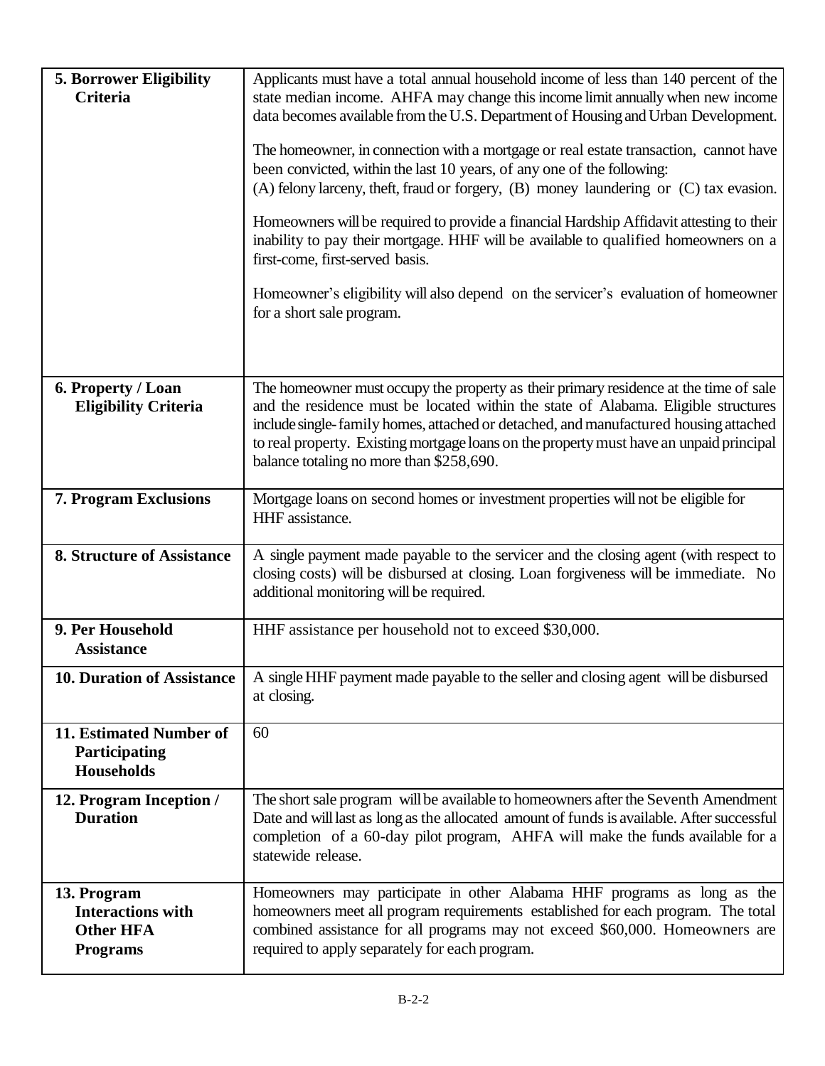| | |
|---|---|
| **5. Borrower Eligibility Criteria** | Applicants must have a total annual household income of less than 140 percent of the state median income. AHFA may change this income limit annually when new income data becomes available from the U.S. Department of Housing and Urban Development.<br><br>The homeowner, in connection with a mortgage or real estate transaction, cannot have been convicted, within the last 10 years, of any one of the following:<br>(A) felony larceny, theft, fraud or forgery, (B) money laundering or (C) tax evasion.<br><br>Homeowners will be required to provide a financial Hardship Affidavit attesting to their inability to pay their mortgage. HHF will be available to qualified homeowners on a first-come, first-served basis.<br><br>Homeowner's eligibility will also depend on the servicer's evaluation of homeowner for a short sale program. |
| **6. Property / Loan Eligibility Criteria** | The homeowner must occupy the property as their primary residence at the time of sale and the residence must be located within the state of Alabama. Eligible structures include single-family homes, attached or detached, and manufactured housing attached to real property. Existing mortgage loans on the property must have an unpaid principal balance totaling no more than $258,690. |
| **7. Program Exclusions** | Mortgage loans on second homes or investment properties will not be eligible for HHF assistance. |
| **8. Structure of Assistance** | A single payment made payable to the servicer and the closing agent (with respect to closing costs) will be disbursed at closing. Loan forgiveness will be immediate. No additional monitoring will be required. |
| **9. Per Household Assistance** | HHF assistance per household not to exceed $30,000. |
| **10. Duration of Assistance** | A single HHF payment made payable to the seller and closing agent will be disbursed at closing. |
| **11. Estimated Number of Participating Households** | 60 |
| **12. Program Inception / Duration** | The short sale program will be available to homeowners after the Seventh Amendment Date and will last as long as the allocated amount of funds is available. After successful completion of a 60-day pilot program, AHFA will make the funds available for a statewide release. |
| **13. Program Interactions with Other HFA Programs** | Homeowners may participate in other Alabama HHF programs as long as the homeowners meet all program requirements established for each program. The total combined assistance for all programs may not exceed $60,000. Homeowners are required to apply separately for each program. |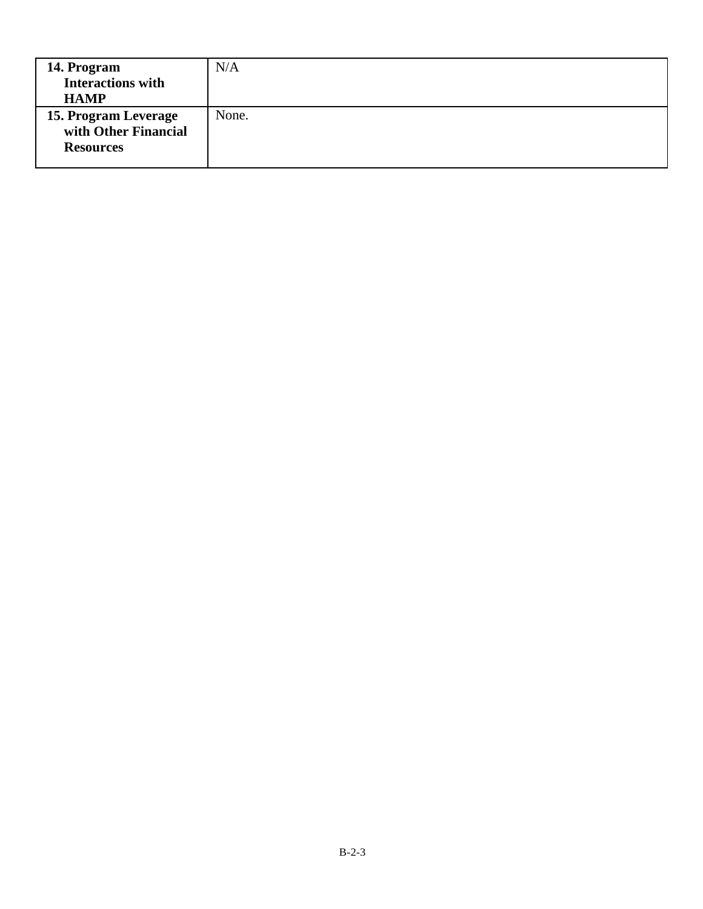| | |
|---|---|
| **14. Program Interactions with HAMP** | N/A |
| **15. Program Leverage with Other Financial Resources** | None. |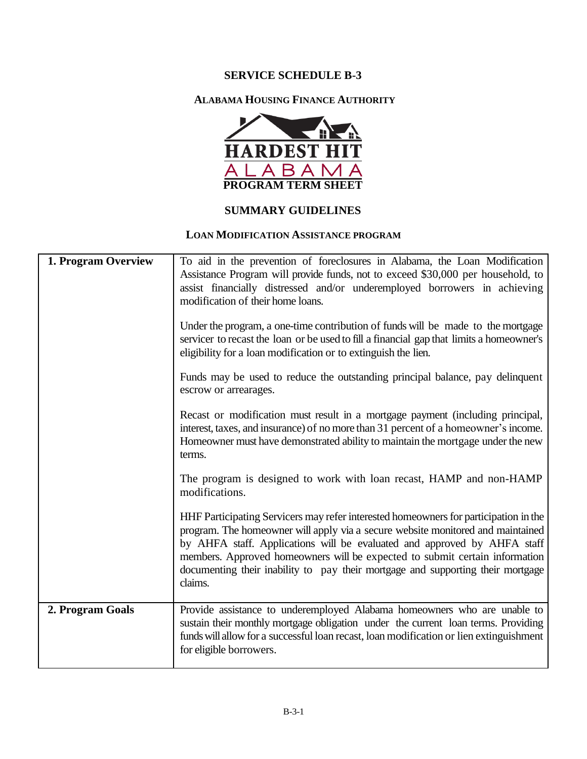# SERVICE SCHEDULE B-3

## ALABAMA HOUSING FINANCE AUTHORITY

HARDEST HIT

ALABAMA

PROGRAM TERM SHEET

## SUMMARY GUIDELINES

### LOAN MODIFICATION ASSISTANCE PROGRAM

| | |
|---|---|
| **1. Program Overview** | To aid in the prevention of foreclosures in Alabama, the Loan Modification Assistance Program will provide funds, not to exceed \$30,000 per household, to assist financially distressed and/or underemployed borrowers in achieving modification of their home loans.<br><br>Under the program, a one-time contribution of funds will be made to the mortgage servicer to recast the loan or be used to fill a financial gap that limits a homeowner's eligibility for a loan modification or to extinguish the lien.<br><br>Funds may be used to reduce the outstanding principal balance, pay delinquent escrow or arrearages.<br><br>Recast or modification must result in a mortgage payment (including principal, interest, taxes, and insurance) of no more than 31 percent of a homeowner's income. Homeowner must have demonstrated ability to maintain the mortgage under the new terms.<br><br>The program is designed to work with loan recast, HAMP and non-HAMP modifications.<br><br>HHF Participating Servicers may refer interested homeowners for participation in the program. The homeowner will apply via a secure website monitored and maintained by AHFA staff. Applications will be evaluated and approved by AHFA staff members. Approved homeowners will be expected to submit certain information documenting their inability to pay their mortgage and supporting their mortgage claims. |
| **2. Program Goals** | Provide assistance to underemployed Alabama homeowners who are unable to sustain their monthly mortgage obligation under the current loan terms. Providing funds will allow for a successful loan recast, loan modification or lien extinguishment for eligible borrowers. |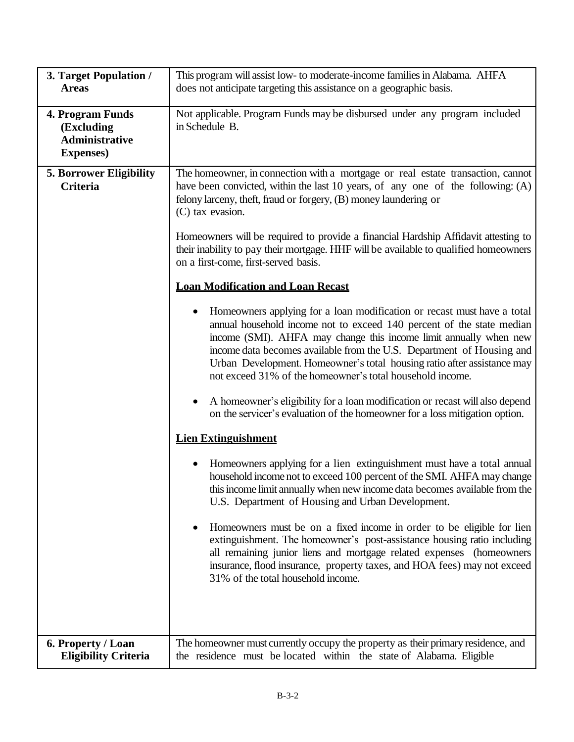| | |
|---|---|
| **3. Target Population / Areas** | This program will assist low- to moderate-income families in Alabama. AHFA does not anticipate targeting this assistance on a geographic basis. |
| **4. Program Funds (Excluding Administrative Expenses)** | Not applicable. Program Funds may be disbursed under any program included in Schedule B. |
| **5. Borrower Eligibility Criteria** | The homeowner, in connection with a mortgage or real estate transaction, cannot have been convicted, within the last 10 years, of any one of the following: (A) felony larceny, theft, fraud or forgery, (B) money laundering or (C) tax evasion.<br><br>Homeowners will be required to provide a financial Hardship Affidavit attesting to their inability to pay their mortgage. HHF will be available to qualified homeowners on a first-come, first-served basis.<br><br>**<u>Loan Modification and Loan Recast</u>**<br><br>• Homeowners applying for a loan modification or recast must have a total annual household income not to exceed 140 percent of the state median income (SMI). AHFA may change this income limit annually when new income data becomes available from the U.S. Department of Housing and Urban Development. Homeowner's total housing ratio after assistance may not exceed 31% of the homeowner's total household income.<br><br>• A homeowner's eligibility for a loan modification or recast will also depend on the servicer's evaluation of the homeowner for a loss mitigation option.<br><br>**<u>Lien Extinguishment</u>**<br><br>• Homeowners applying for a lien extinguishment must have a total annual household income not to exceed 100 percent of the SMI. AHFA may change this income limit annually when new income data becomes available from the U.S. Department of Housing and Urban Development.<br><br>• Homeowners must be on a fixed income in order to be eligible for lien extinguishment. The homeowner's post-assistance housing ratio including all remaining junior liens and mortgage related expenses (homeowners insurance, flood insurance, property taxes, and HOA fees) may not exceed 31% of the total household income. |
| **6. Property / Loan Eligibility Criteria** | The homeowner must currently occupy the property as their primary residence, and the residence must be located within the state of Alabama. Eligible |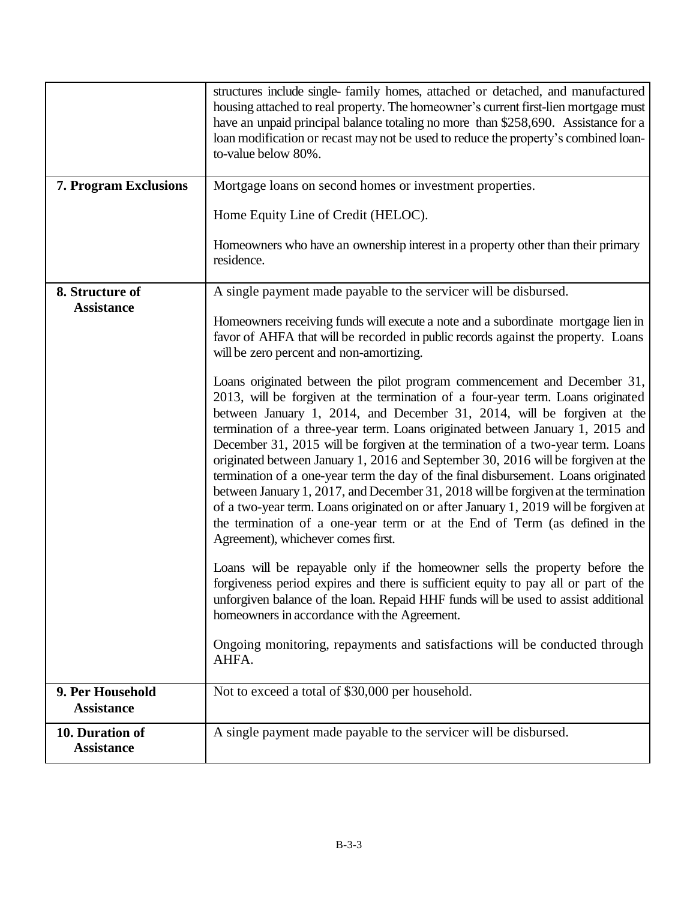| | |
|---|---|
| | structures include single- family homes, attached or detached, and manufactured housing attached to real property. The homeowner's current first-lien mortgage must have an unpaid principal balance totaling no more than $258,690. Assistance for a loan modification or recast may not be used to reduce the property's combined loan-to-value below 80%. |
| **7. Program Exclusions** | Mortgage loans on second homes or investment properties.<br><br>Home Equity Line of Credit (HELOC).<br><br>Homeowners who have an ownership interest in a property other than their primary residence. |
| **8. Structure of Assistance** | A single payment made payable to the servicer will be disbursed.<br><br>Homeowners receiving funds will execute a note and a subordinate mortgage lien in favor of AHFA that will be recorded in public records against the property. Loans will be zero percent and non-amortizing.<br><br>Loans originated between the pilot program commencement and December 31, 2013, will be forgiven at the termination of a four-year term. Loans originated between January 1, 2014, and December 31, 2014, will be forgiven at the termination of a three-year term. Loans originated between January 1, 2015 and December 31, 2015 will be forgiven at the termination of a two-year term. Loans originated between January 1, 2016 and September 30, 2016 will be forgiven at the termination of a one-year term the day of the final disbursement. Loans originated between January 1, 2017, and December 31, 2018 will be forgiven at the termination of a two-year term. Loans originated on or after January 1, 2019 will be forgiven at the termination of a one-year term or at the End of Term (as defined in the Agreement), whichever comes first.<br><br>Loans will be repayable only if the homeowner sells the property before the forgiveness period expires and there is sufficient equity to pay all or part of the unforgiven balance of the loan. Repaid HHF funds will be used to assist additional homeowners in accordance with the Agreement.<br><br>Ongoing monitoring, repayments and satisfactions will be conducted through AHFA. |
| **9. Per Household Assistance** | Not to exceed a total of $30,000 per household. |
| **10. Duration of Assistance** | A single payment made payable to the servicer will be disbursed. |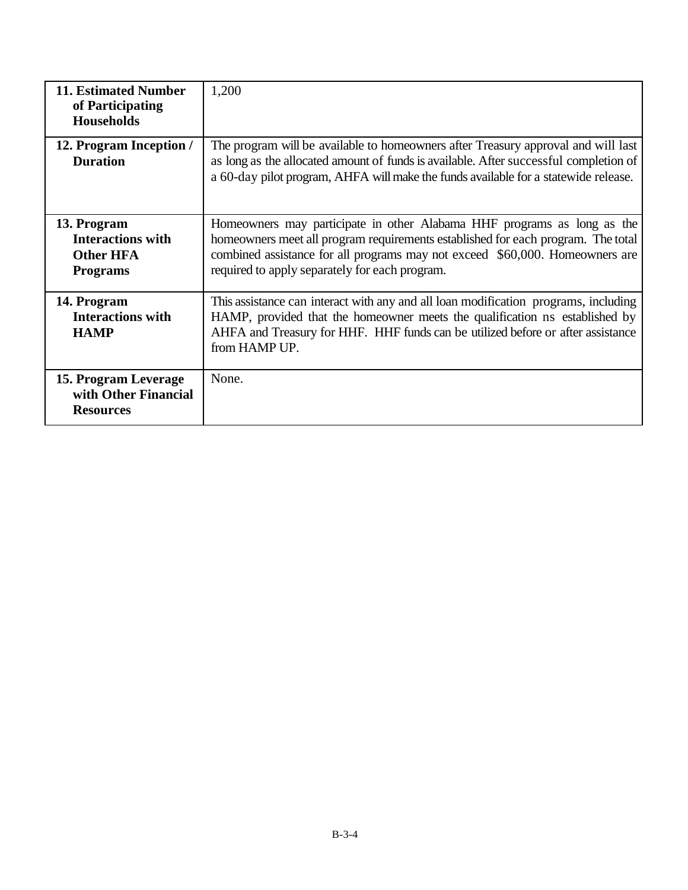| | |
|---|---|
| **11. Estimated Number of Participating Households** | 1,200 |
| **12. Program Inception / Duration** | The program will be available to homeowners after Treasury approval and will last as long as the allocated amount of funds is available. After successful completion of a 60-day pilot program, AHFA will make the funds available for a statewide release. |
| **13. Program Interactions with Other HFA Programs** | Homeowners may participate in other Alabama HHF programs as long as the homeowners meet all program requirements established for each program. The total combined assistance for all programs may not exceed $60,000. Homeowners are required to apply separately for each program. |
| **14. Program Interactions with HAMP** | This assistance can interact with any and all loan modification programs, including HAMP, provided that the homeowner meets the qualification ns established by AHFA and Treasury for HHF. HHF funds can be utilized before or after assistance from HAMP UP. |
| **15. Program Leverage with Other Financial Resources** | None. |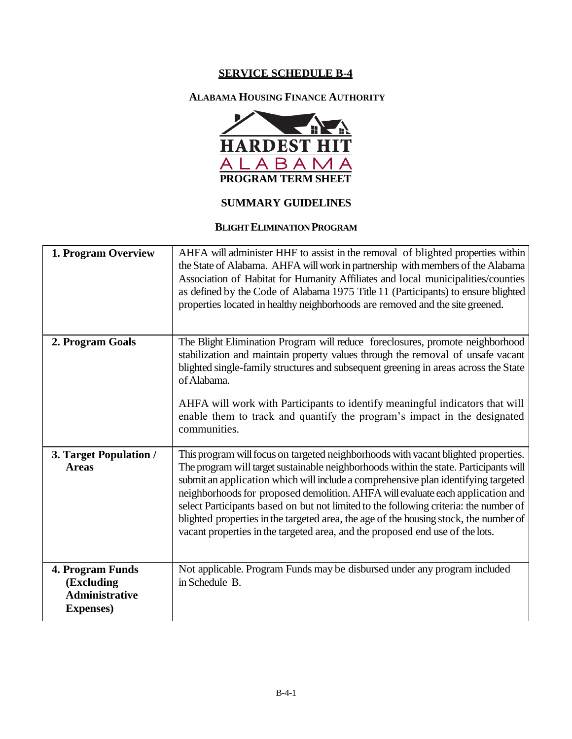# SERVICE SCHEDULE B-4

## ALABAMA HOUSING FINANCE AUTHORITY

HARDEST HIT
ALABAMA
PROGRAM TERM SHEET

## SUMMARY GUIDELINES

### BLIGHT ELIMINATION PROGRAM

| | |
|---|---|
| **1. Program Overview** | AHFA will administer HHF to assist in the removal of blighted properties within the State of Alabama. AHFA will work in partnership with members of the Alabama Association of Habitat for Humanity Affiliates and local municipalities/counties as defined by the Code of Alabama 1975 Title 11 (Participants) to ensure blighted properties located in healthy neighborhoods are removed and the site greened. |
| **2. Program Goals** | The Blight Elimination Program will reduce foreclosures, promote neighborhood stabilization and maintain property values through the removal of unsafe vacant blighted single-family structures and subsequent greening in areas across the State of Alabama.<br><br>AHFA will work with Participants to identify meaningful indicators that will enable them to track and quantify the program's impact in the designated communities. |
| **3. Target Population / Areas** | This program will focus on targeted neighborhoods with vacant blighted properties. The program will target sustainable neighborhoods within the state. Participants will submit an application which will include a comprehensive plan identifying targeted neighborhoods for proposed demolition. AHFA will evaluate each application and select Participants based on but not limited to the following criteria: the number of blighted properties in the targeted area, the age of the housing stock, the number of vacant properties in the targeted area, and the proposed end use of the lots. |
| **4. Program Funds (Excluding Administrative Expenses)** | Not applicable. Program Funds may be disbursed under any program included in Schedule B. |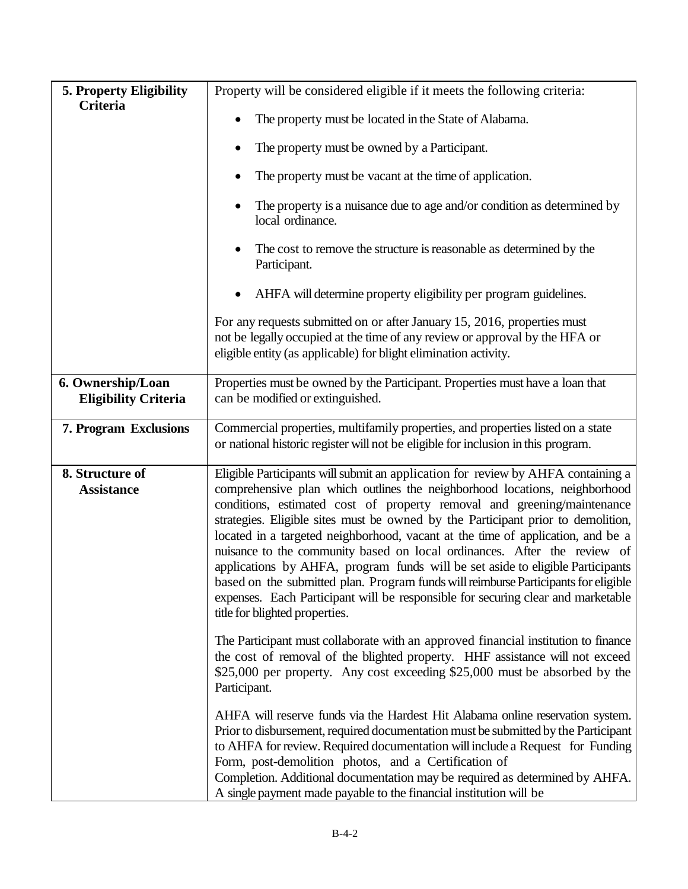| | |
|---|---|
| **5. Property Eligibility Criteria** | Property will be considered eligible if it meets the following criteria:<br><br>• The property must be located in the State of Alabama.<br>• The property must be owned by a Participant.<br>• The property must be vacant at the time of application.<br>• The property is a nuisance due to age and/or condition as determined by local ordinance.<br>• The cost to remove the structure is reasonable as determined by the Participant.<br>• AHFA will determine property eligibility per program guidelines.<br><br>For any requests submitted on or after January 15, 2016, properties must not be legally occupied at the time of any review or approval by the HFA or eligible entity (as applicable) for blight elimination activity. |
| **6. Ownership/Loan Eligibility Criteria** | Properties must be owned by the Participant. Properties must have a loan that can be modified or extinguished. |
| **7. Program Exclusions** | Commercial properties, multifamily properties, and properties listed on a state or national historic register will not be eligible for inclusion in this program. |
| **8. Structure of Assistance** | Eligible Participants will submit an application for review by AHFA containing a comprehensive plan which outlines the neighborhood locations, neighborhood conditions, estimated cost of property removal and greening/maintenance strategies. Eligible sites must be owned by the Participant prior to demolition, located in a targeted neighborhood, vacant at the time of application, and be a nuisance to the community based on local ordinances. After the review of applications by AHFA, program funds will be set aside to eligible Participants based on the submitted plan. Program funds will reimburse Participants for eligible expenses. Each Participant will be responsible for securing clear and marketable title for blighted properties.<br><br>The Participant must collaborate with an approved financial institution to finance the cost of removal of the blighted property. HHF assistance will not exceed $25,000 per property. Any cost exceeding $25,000 must be absorbed by the Participant.<br><br>AHFA will reserve funds via the Hardest Hit Alabama online reservation system. Prior to disbursement, required documentation must be submitted by the Participant to AHFA for review. Required documentation will include a Request for Funding Form, post-demolition photos, and a Certification of Completion. Additional documentation may be required as determined by AHFA. A single payment made payable to the financial institution will be |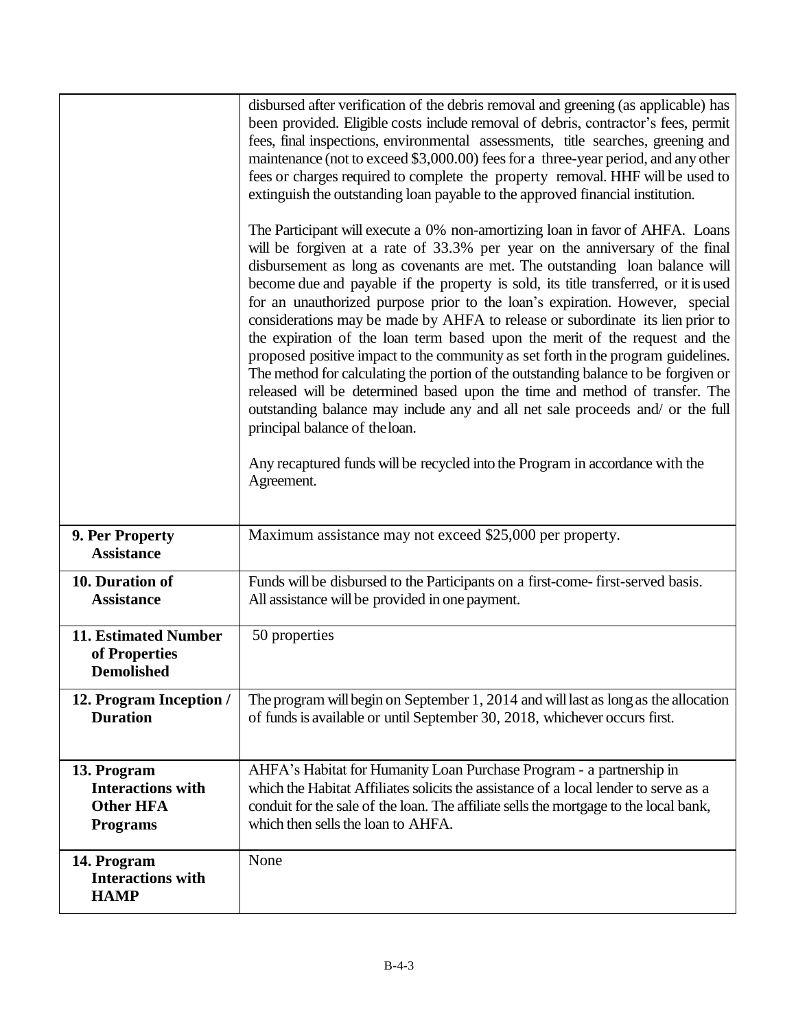| | |
|---|---|
| | disbursed after verification of the debris removal and greening (as applicable) has been provided. Eligible costs include removal of debris, contractor's fees, permit fees, final inspections, environmental assessments, title searches, greening and maintenance (not to exceed $3,000.00) fees for a three-year period, and any other fees or charges required to complete the property removal. HHF will be used to extinguish the outstanding loan payable to the approved financial institution.<br><br>The Participant will execute a 0% non-amortizing loan in favor of AHFA. Loans will be forgiven at a rate of 33.3% per year on the anniversary of the final disbursement as long as covenants are met. The outstanding loan balance will become due and payable if the property is sold, its title transferred, or it is used for an unauthorized purpose prior to the loan's expiration. However, special considerations may be made by AHFA to release or subordinate its lien prior to the expiration of the loan term based upon the merit of the request and the proposed positive impact to the community as set forth in the program guidelines. The method for calculating the portion of the outstanding balance to be forgiven or released will be determined based upon the time and method of transfer. The outstanding balance may include any and all net sale proceeds and/ or the full principal balance of the loan.<br><br>Any recaptured funds will be recycled into the Program in accordance with the Agreement. |
| **9. Per Property Assistance** | Maximum assistance may not exceed $25,000 per property. |
| **10. Duration of Assistance** | Funds will be disbursed to the Participants on a first-come- first-served basis. All assistance will be provided in one payment. |
| **11. Estimated Number of Properties Demolished** | 50 properties |
| **12. Program Inception / Duration** | The program will begin on September 1, 2014 and will last as long as the allocation of funds is available or until September 30, 2018, whichever occurs first. |
| **13. Program Interactions with Other HFA Programs** | AHFA's Habitat for Humanity Loan Purchase Program - a partnership in which the Habitat Affiliates solicits the assistance of a local lender to serve as a conduit for the sale of the loan. The affiliate sells the mortgage to the local bank, which then sells the loan to AHFA. |
| **14. Program Interactions with HAMP** | None |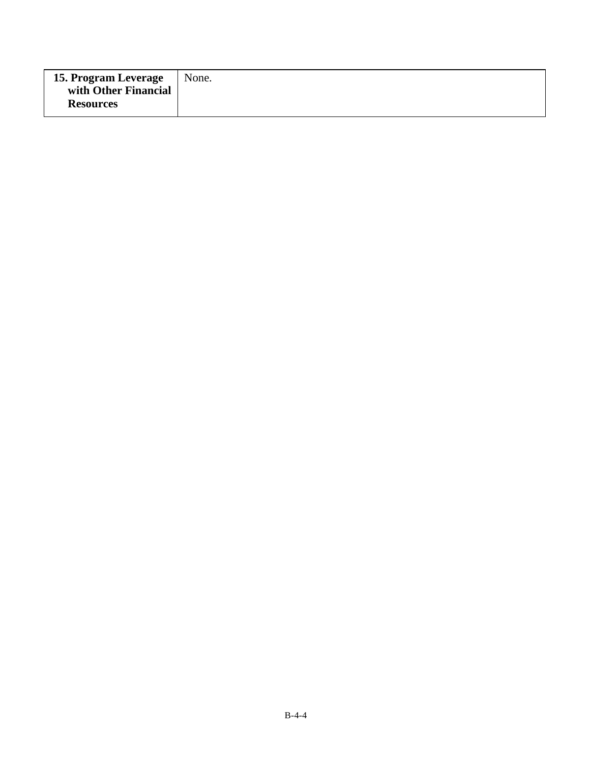| **15. Program Leverage with Other Financial Resources** | None. |
|---|---|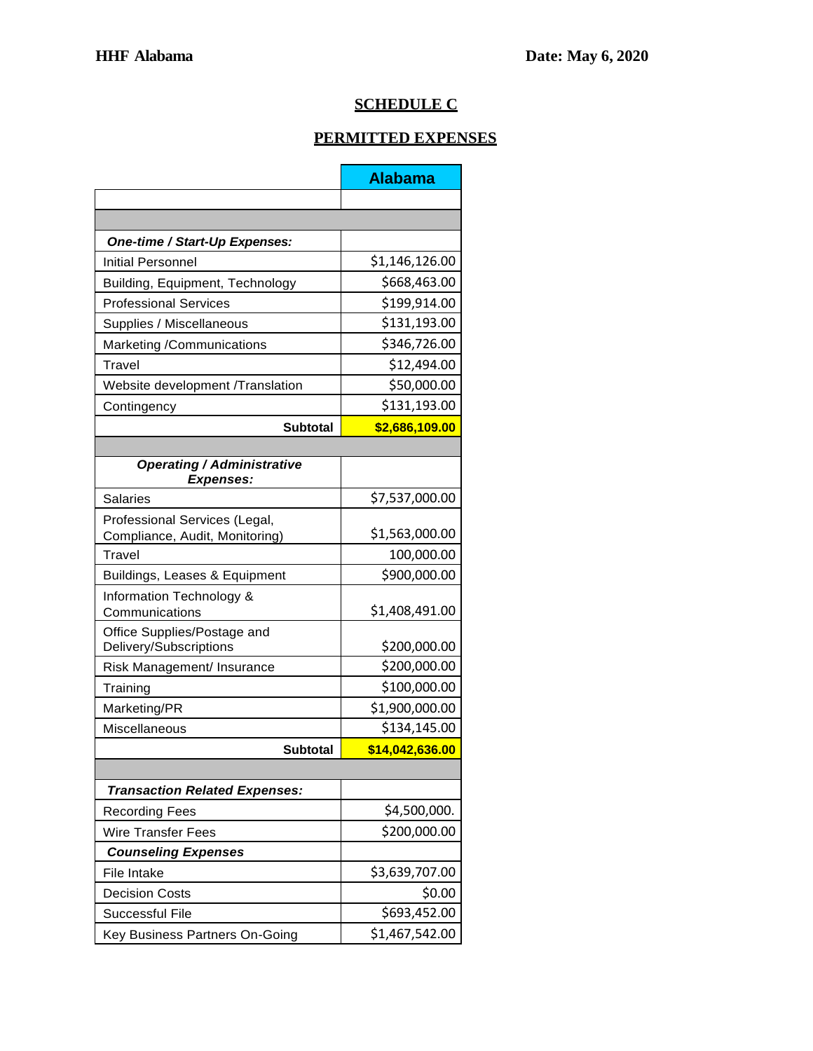**HHF Alabama** **Date: May 6, 2020**

## SCHEDULE C

## PERMITTED EXPENSES

| | Alabama |
|---|---|
| | |
| | |
| ***One-time / Start-Up Expenses:*** | |
| Initial Personnel | $1,146,126.00 |
| Building, Equipment, Technology | $668,463.00 |
| Professional Services | $199,914.00 |
| Supplies / Miscellaneous | $131,193.00 |
| Marketing /Communications | $346,726.00 |
| Travel | $12,494.00 |
| Website development /Translation | $50,000.00 |
| Contingency | $131,193.00 |
| **Subtotal** | **$2,686,109.00** |
| | |
| ***Operating / Administrative Expenses:*** | |
| Salaries | $7,537,000.00 |
| Professional Services (Legal, Compliance, Audit, Monitoring) | $1,563,000.00 |
| Travel | 100,000.00 |
| Buildings, Leases & Equipment | $900,000.00 |
| Information Technology & Communications | $1,408,491.00 |
| Office Supplies/Postage and Delivery/Subscriptions | $200,000.00 |
| Risk Management/ Insurance | $200,000.00 |
| Training | $100,000.00 |
| Marketing/PR | $1,900,000.00 |
| Miscellaneous | $134,145.00 |
| **Subtotal** | **$14,042,636.00** |
| | |
| ***Transaction Related Expenses:*** | |
| Recording Fees | $4,500,000. |
| Wire Transfer Fees | $200,000.00 |
| ***Counseling Expenses*** | |
| File Intake | $3,639,707.00 |
| Decision Costs | $0.00 |
| Successful File | $693,452.00 |
| Key Business Partners On-Going | $1,467,542.00 |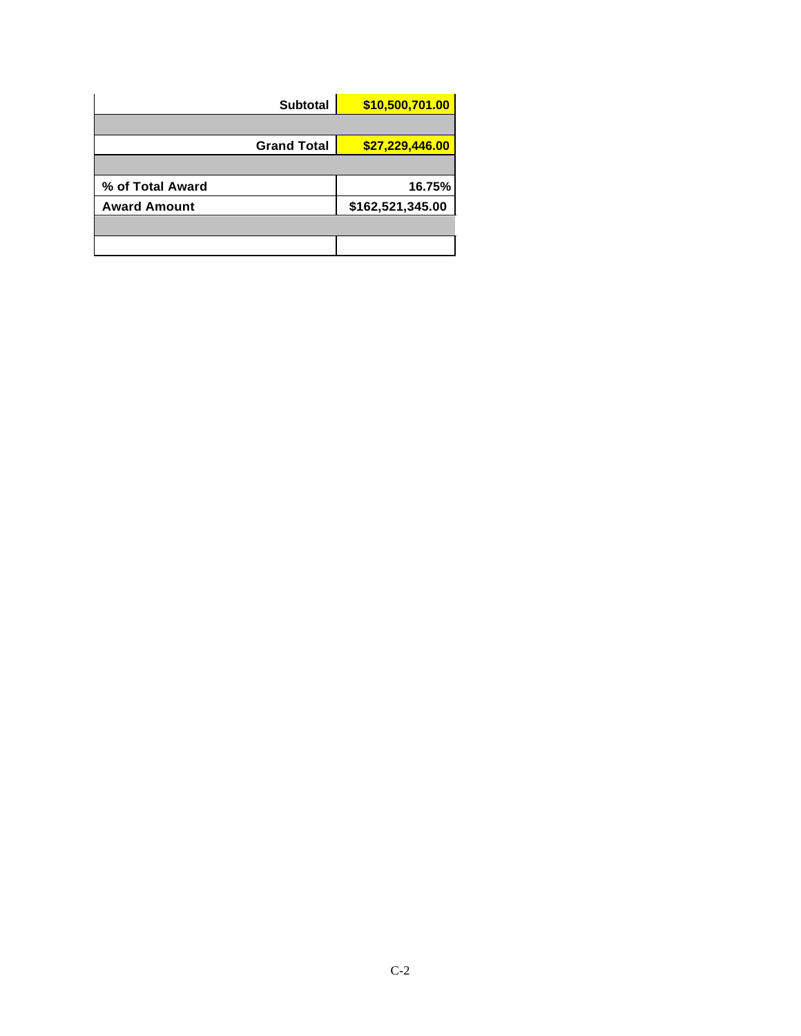| | |
|---|---|
| **Subtotal** | **$10,500,701.00** |
| | |
| **Grand Total** | **$27,229,446.00** |
| | |
| **% of Total Award** | **16.75%** |
| **Award Amount** | **$162,521,345.00** |
| | |
| | |